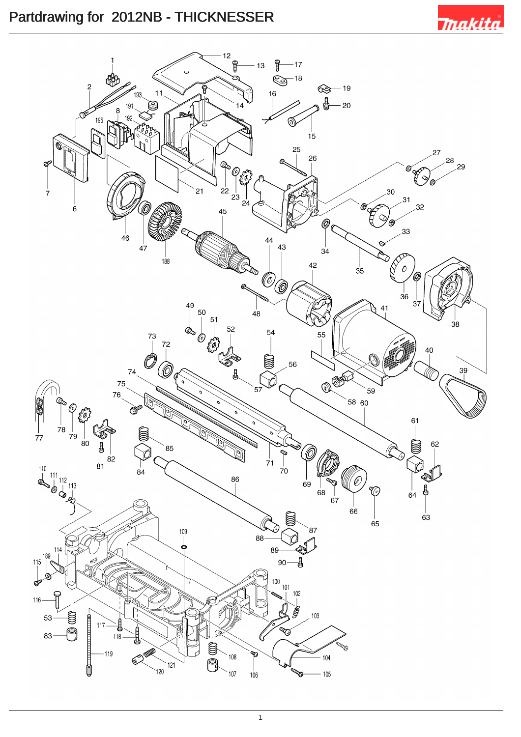# Partdrawing for 2012NB - THICKNESSER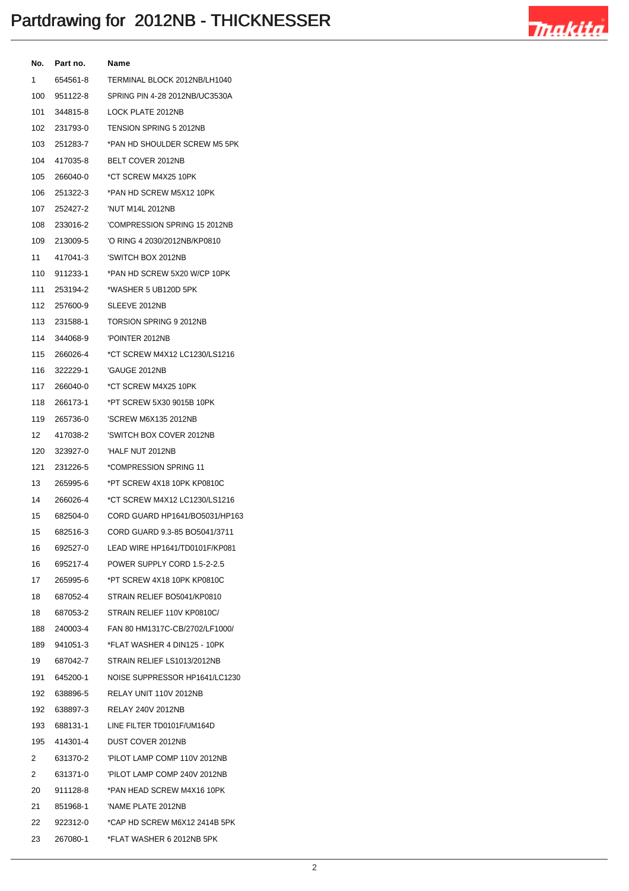# Partdrawing for 2012NB - THICKNESSER

| No. | Part no. | Name |
|---|---|---|
| 1 | 654561-8 | TERMINAL BLOCK 2012NB/LH1040 |
| 100 | 951122-8 | SPRING PIN 4-28 2012NB/UC3530A |
| 101 | 344815-8 | LOCK PLATE 2012NB |
| 102 | 231793-0 | TENSION SPRING 5 2012NB |
| 103 | 251283-7 | *PAN HD SHOULDER SCREW M5 5PK |
| 104 | 417035-8 | BELT COVER 2012NB |
| 105 | 266040-0 | *CT SCREW M4X25 10PK |
| 106 | 251322-3 | *PAN HD SCREW M5X12 10PK |
| 107 | 252427-2 | 'NUT M14L 2012NB |
| 108 | 233016-2 | 'COMPRESSION SPRING 15 2012NB |
| 109 | 213009-5 | 'O RING 4 2030/2012NB/KP0810 |
| 11 | 417041-3 | 'SWITCH BOX 2012NB |
| 110 | 911233-1 | *PAN HD SCREW 5X20 W/CP 10PK |
| 111 | 253194-2 | *WASHER 5 UB120D 5PK |
| 112 | 257600-9 | SLEEVE 2012NB |
| 113 | 231588-1 | TORSION SPRING 9 2012NB |
| 114 | 344068-9 | 'POINTER 2012NB |
| 115 | 266026-4 | *CT SCREW M4X12 LC1230/LS1216 |
| 116 | 322229-1 | 'GAUGE 2012NB |
| 117 | 266040-0 | *CT SCREW M4X25 10PK |
| 118 | 266173-1 | *PT SCREW 5X30 9015B 10PK |
| 119 | 265736-0 | 'SCREW M6X135 2012NB |
| 12 | 417038-2 | 'SWITCH BOX COVER 2012NB |
| 120 | 323927-0 | 'HALF NUT 2012NB |
| 121 | 231226-5 | *COMPRESSION SPRING 11 |
| 13 | 265995-6 | *PT SCREW 4X18 10PK KP0810C |
| 14 | 266026-4 | *CT SCREW M4X12 LC1230/LS1216 |
| 15 | 682504-0 | CORD GUARD HP1641/BO5031/HP163 |
| 15 | 682516-3 | CORD GUARD 9.3-85 BO5041/3711 |
| 16 | 692527-0 | LEAD WIRE HP1641/TD0101F/KP081 |
| 16 | 695217-4 | POWER SUPPLY CORD 1.5-2-2.5 |
| 17 | 265995-6 | *PT SCREW 4X18 10PK KP0810C |
| 18 | 687052-4 | STRAIN RELIEF BO5041/KP0810 |
| 18 | 687053-2 | STRAIN RELIEF 110V KP0810C/ |
| 188 | 240003-4 | FAN 80 HM1317C-CB/2702/LF1000/ |
| 189 | 941051-3 | *FLAT WASHER 4 DIN125 - 10PK |
| 19 | 687042-7 | STRAIN RELIEF LS1013/2012NB |
| 191 | 645200-1 | NOISE SUPPRESSOR HP1641/LC1230 |
| 192 | 638896-5 | RELAY UNIT 110V 2012NB |
| 192 | 638897-3 | RELAY 240V 2012NB |
| 193 | 688131-1 | LINE FILTER TD0101F/UM164D |
| 195 | 414301-4 | DUST COVER 2012NB |
| 2 | 631370-2 | 'PILOT LAMP COMP 110V 2012NB |
| 2 | 631371-0 | 'PILOT LAMP COMP 240V 2012NB |
| 20 | 911128-8 | *PAN HEAD SCREW M4X16 10PK |
| 21 | 851968-1 | 'NAME PLATE 2012NB |
| 22 | 922312-0 | *CAP HD SCREW M6X12 2414B 5PK |
| 23 | 267080-1 | *FLAT WASHER 6 2012NB 5PK |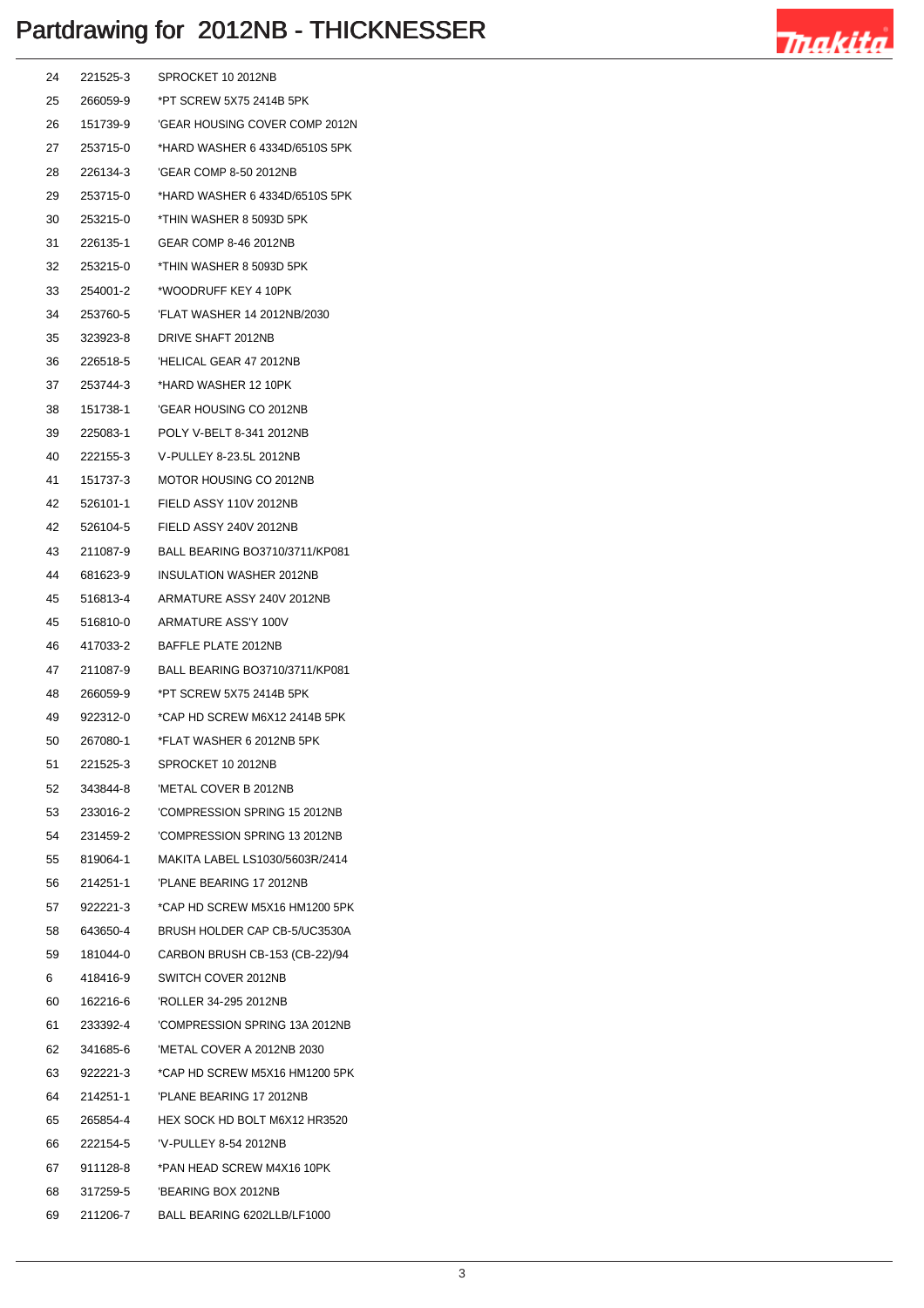# Partdrawing for 2012NB - THICKNESSER

| | | |
|---|---|---|
| 24 | 221525-3 | SPROCKET 10 2012NB |
| 25 | 266059-9 | *PT SCREW 5X75 2414B 5PK |
| 26 | 151739-9 | 'GEAR HOUSING COVER COMP 2012N |
| 27 | 253715-0 | *HARD WASHER 6 4334D/6510S 5PK |
| 28 | 226134-3 | 'GEAR COMP 8-50 2012NB |
| 29 | 253715-0 | *HARD WASHER 6 4334D/6510S 5PK |
| 30 | 253215-0 | *THIN WASHER 8 5093D 5PK |
| 31 | 226135-1 | GEAR COMP 8-46 2012NB |
| 32 | 253215-0 | *THIN WASHER 8 5093D 5PK |
| 33 | 254001-2 | *WOODRUFF KEY 4 10PK |
| 34 | 253760-5 | 'FLAT WASHER 14 2012NB/2030 |
| 35 | 323923-8 | DRIVE SHAFT 2012NB |
| 36 | 226518-5 | 'HELICAL GEAR 47 2012NB |
| 37 | 253744-3 | *HARD WASHER 12 10PK |
| 38 | 151738-1 | 'GEAR HOUSING CO 2012NB |
| 39 | 225083-1 | POLY V-BELT 8-341 2012NB |
| 40 | 222155-3 | V-PULLEY 8-23.5L 2012NB |
| 41 | 151737-3 | MOTOR HOUSING CO 2012NB |
| 42 | 526101-1 | FIELD ASSY 110V 2012NB |
| 42 | 526104-5 | FIELD ASSY 240V 2012NB |
| 43 | 211087-9 | BALL BEARING BO3710/3711/KP081 |
| 44 | 681623-9 | INSULATION WASHER 2012NB |
| 45 | 516813-4 | ARMATURE ASSY 240V 2012NB |
| 45 | 516810-0 | ARMATURE ASS'Y 100V |
| 46 | 417033-2 | BAFFLE PLATE 2012NB |
| 47 | 211087-9 | BALL BEARING BO3710/3711/KP081 |
| 48 | 266059-9 | *PT SCREW 5X75 2414B 5PK |
| 49 | 922312-0 | *CAP HD SCREW M6X12 2414B 5PK |
| 50 | 267080-1 | *FLAT WASHER 6 2012NB 5PK |
| 51 | 221525-3 | SPROCKET 10 2012NB |
| 52 | 343844-8 | 'METAL COVER B 2012NB |
| 53 | 233016-2 | 'COMPRESSION SPRING 15 2012NB |
| 54 | 231459-2 | 'COMPRESSION SPRING 13 2012NB |
| 55 | 819064-1 | MAKITA LABEL LS1030/5603R/2414 |
| 56 | 214251-1 | 'PLANE BEARING 17 2012NB |
| 57 | 922221-3 | *CAP HD SCREW M5X16 HM1200 5PK |
| 58 | 643650-4 | BRUSH HOLDER CAP CB-5/UC3530A |
| 59 | 181044-0 | CARBON BRUSH CB-153 (CB-22)/94 |
| 6 | 418416-9 | SWITCH COVER 2012NB |
| 60 | 162216-6 | 'ROLLER 34-295 2012NB |
| 61 | 233392-4 | 'COMPRESSION SPRING 13A 2012NB |
| 62 | 341685-6 | 'METAL COVER A 2012NB 2030 |
| 63 | 922221-3 | *CAP HD SCREW M5X16 HM1200 5PK |
| 64 | 214251-1 | 'PLANE BEARING 17 2012NB |
| 65 | 265854-4 | HEX SOCK HD BOLT M6X12 HR3520 |
| 66 | 222154-5 | 'V-PULLEY 8-54 2012NB |
| 67 | 911128-8 | *PAN HEAD SCREW M4X16 10PK |
| 68 | 317259-5 | 'BEARING BOX 2012NB |
| 69 | 211206-7 | BALL BEARING 6202LLB/LF1000 |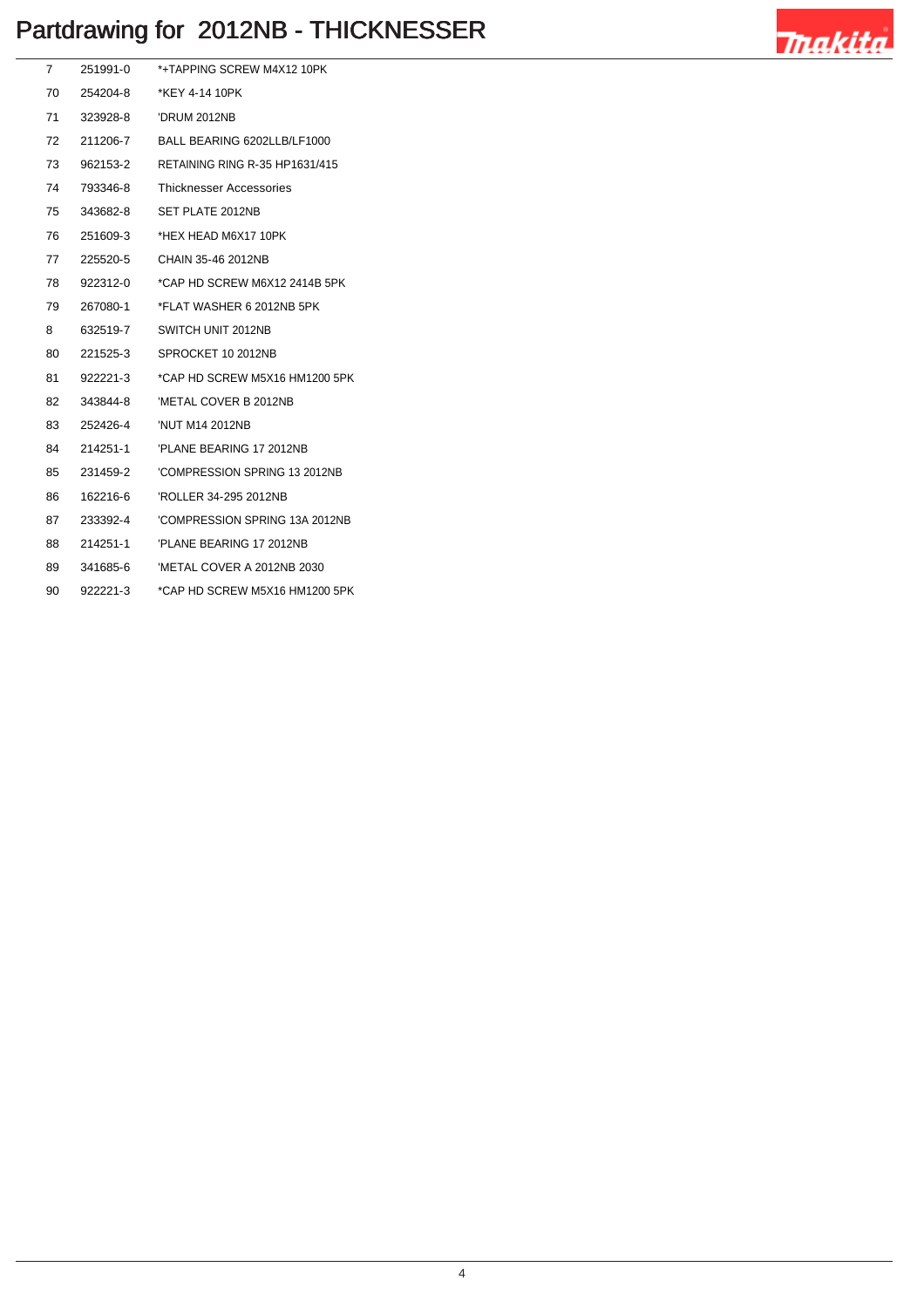# Partdrawing for 2012NB - THICKNESSER

| | | |
|---|---|---|
| 7 | 251991-0 | *+TAPPING SCREW M4X12 10PK |
| 70 | 254204-8 | *KEY 4-14 10PK |
| 71 | 323928-8 | 'DRUM 2012NB |
| 72 | 211206-7 | BALL BEARING 6202LLB/LF1000 |
| 73 | 962153-2 | RETAINING RING R-35 HP1631/415 |
| 74 | 793346-8 | Thicknesser Accessories |
| 75 | 343682-8 | SET PLATE 2012NB |
| 76 | 251609-3 | *HEX HEAD M6X17 10PK |
| 77 | 225520-5 | CHAIN 35-46 2012NB |
| 78 | 922312-0 | *CAP HD SCREW M6X12 2414B 5PK |
| 79 | 267080-1 | *FLAT WASHER 6 2012NB 5PK |
| 8 | 632519-7 | SWITCH UNIT 2012NB |
| 80 | 221525-3 | SPROCKET 10 2012NB |
| 81 | 922221-3 | *CAP HD SCREW M5X16 HM1200 5PK |
| 82 | 343844-8 | 'METAL COVER B 2012NB |
| 83 | 252426-4 | 'NUT M14 2012NB |
| 84 | 214251-1 | 'PLANE BEARING 17 2012NB |
| 85 | 231459-2 | 'COMPRESSION SPRING 13 2012NB |
| 86 | 162216-6 | 'ROLLER 34-295 2012NB |
| 87 | 233392-4 | 'COMPRESSION SPRING 13A 2012NB |
| 88 | 214251-1 | 'PLANE BEARING 17 2012NB |
| 89 | 341685-6 | 'METAL COVER A 2012NB 2030 |
| 90 | 922221-3 | *CAP HD SCREW M5X16 HM1200 5PK |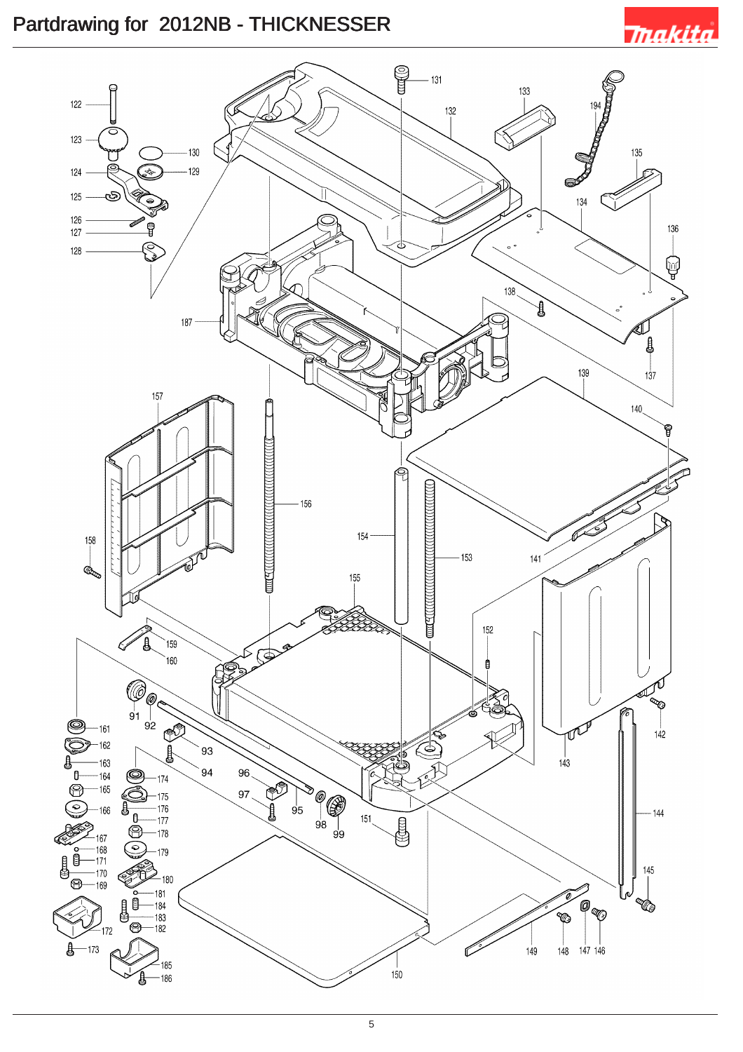# Partdrawing for 2012NB - THICKNESSER

122 123 124 125 126 127 128 129 130 131 132 133 134 135 136 137 138 139 140 141 142 143 144 145 146 147 148 149 150 151 152 153 154 155 156 157 158 159 160 161 162 163 164 165 166 167 168 169 170 171 172 173 174 175 176 177 178 179 180 181 182 183 184 185 186 187 194 91 92 93 94 95 96 97 98 99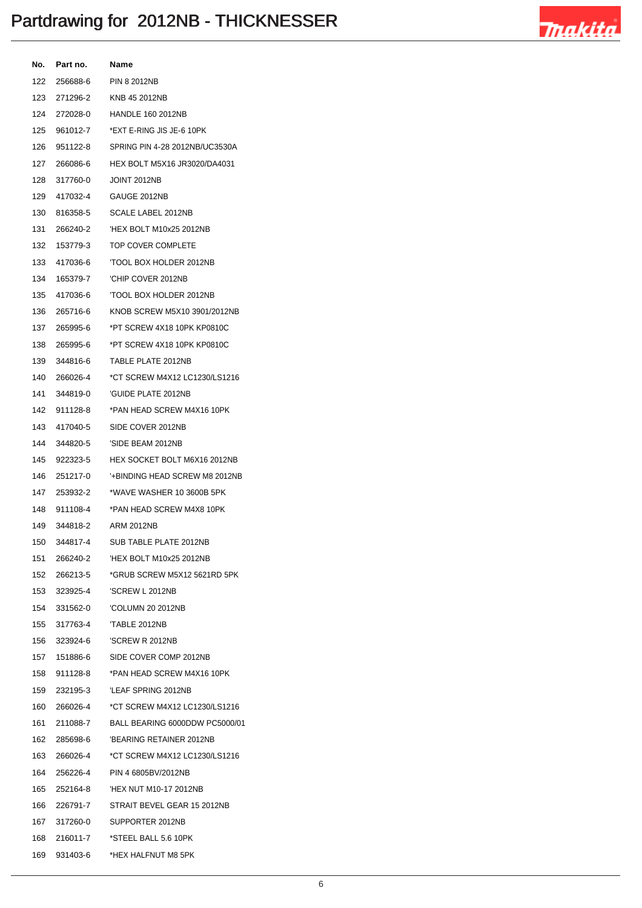# Partdrawing for 2012NB - THICKNESSER

| No. | Part no. | Name |
|---|---|---|
| 122 | 256688-6 | PIN 8 2012NB |
| 123 | 271296-2 | KNB 45 2012NB |
| 124 | 272028-0 | HANDLE 160 2012NB |
| 125 | 961012-7 | *EXT E-RING JIS JE-6 10PK |
| 126 | 951122-8 | SPRING PIN 4-28 2012NB/UC3530A |
| 127 | 266086-6 | HEX BOLT M5X16 JR3020/DA4031 |
| 128 | 317760-0 | JOINT 2012NB |
| 129 | 417032-4 | GAUGE 2012NB |
| 130 | 816358-5 | SCALE LABEL 2012NB |
| 131 | 266240-2 | 'HEX BOLT M10x25 2012NB |
| 132 | 153779-3 | TOP COVER COMPLETE |
| 133 | 417036-6 | 'TOOL BOX HOLDER 2012NB |
| 134 | 165379-7 | 'CHIP COVER 2012NB |
| 135 | 417036-6 | 'TOOL BOX HOLDER 2012NB |
| 136 | 265716-6 | KNOB SCREW M5X10 3901/2012NB |
| 137 | 265995-6 | *PT SCREW 4X18 10PK KP0810C |
| 138 | 265995-6 | *PT SCREW 4X18 10PK KP0810C |
| 139 | 344816-6 | TABLE PLATE 2012NB |
| 140 | 266026-4 | *CT SCREW M4X12 LC1230/LS1216 |
| 141 | 344819-0 | 'GUIDE PLATE 2012NB |
| 142 | 911128-8 | *PAN HEAD SCREW M4X16 10PK |
| 143 | 417040-5 | SIDE COVER 2012NB |
| 144 | 344820-5 | 'SIDE BEAM 2012NB |
| 145 | 922323-5 | HEX SOCKET BOLT M6X16 2012NB |
| 146 | 251217-0 | '+BINDING HEAD SCREW M8 2012NB |
| 147 | 253932-2 | *WAVE WASHER 10 3600B 5PK |
| 148 | 911108-4 | *PAN HEAD SCREW M4X8 10PK |
| 149 | 344818-2 | ARM 2012NB |
| 150 | 344817-4 | SUB TABLE PLATE 2012NB |
| 151 | 266240-2 | 'HEX BOLT M10x25 2012NB |
| 152 | 266213-5 | *GRUB SCREW M5X12 5621RD 5PK |
| 153 | 323925-4 | 'SCREW L 2012NB |
| 154 | 331562-0 | 'COLUMN 20 2012NB |
| 155 | 317763-4 | 'TABLE 2012NB |
| 156 | 323924-6 | 'SCREW R 2012NB |
| 157 | 151886-6 | SIDE COVER COMP 2012NB |
| 158 | 911128-8 | *PAN HEAD SCREW M4X16 10PK |
| 159 | 232195-3 | 'LEAF SPRING 2012NB |
| 160 | 266026-4 | *CT SCREW M4X12 LC1230/LS1216 |
| 161 | 211088-7 | BALL BEARING 6000DDW PC5000/01 |
| 162 | 285698-6 | 'BEARING RETAINER 2012NB |
| 163 | 266026-4 | *CT SCREW M4X12 LC1230/LS1216 |
| 164 | 256226-4 | PIN 4 6805BV/2012NB |
| 165 | 252164-8 | 'HEX NUT M10-17 2012NB |
| 166 | 226791-7 | STRAIT BEVEL GEAR 15 2012NB |
| 167 | 317260-0 | SUPPORTER 2012NB |
| 168 | 216011-7 | *STEEL BALL 5.6 10PK |
| 169 | 931403-6 | *HEX HALFNUT M8 5PK |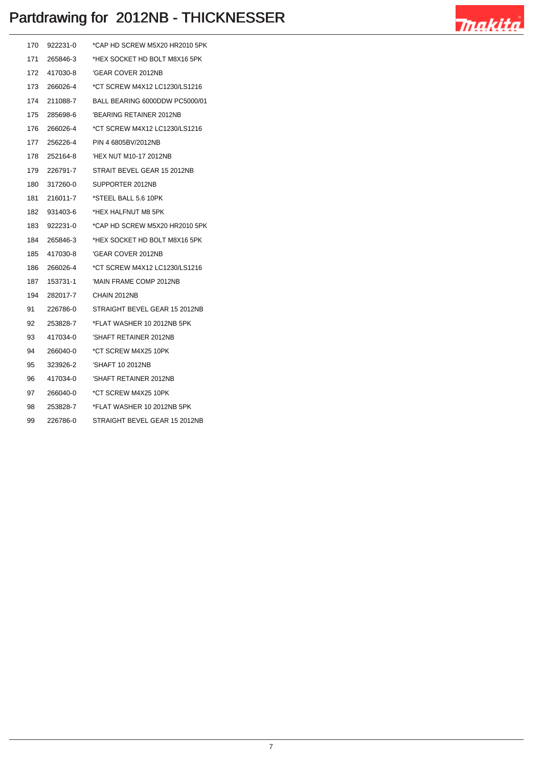# Partdrawing for 2012NB - THICKNESSER

| | | |
|---|---|---|
| 170 | 922231-0 | *CAP HD SCREW M5X20 HR2010 5PK |
| 171 | 265846-3 | *HEX SOCKET HD BOLT M8X16 5PK |
| 172 | 417030-8 | 'GEAR COVER 2012NB |
| 173 | 266026-4 | *CT SCREW M4X12 LC1230/LS1216 |
| 174 | 211088-7 | BALL BEARING 6000DDW PC5000/01 |
| 175 | 285698-6 | 'BEARING RETAINER 2012NB |
| 176 | 266026-4 | *CT SCREW M4X12 LC1230/LS1216 |
| 177 | 256226-4 | PIN 4 6805BV/2012NB |
| 178 | 252164-8 | 'HEX NUT M10-17 2012NB |
| 179 | 226791-7 | STRAIT BEVEL GEAR 15 2012NB |
| 180 | 317260-0 | SUPPORTER 2012NB |
| 181 | 216011-7 | *STEEL BALL 5.6 10PK |
| 182 | 931403-6 | *HEX HALFNUT M8 5PK |
| 183 | 922231-0 | *CAP HD SCREW M5X20 HR2010 5PK |
| 184 | 265846-3 | *HEX SOCKET HD BOLT M8X16 5PK |
| 185 | 417030-8 | 'GEAR COVER 2012NB |
| 186 | 266026-4 | *CT SCREW M4X12 LC1230/LS1216 |
| 187 | 153731-1 | 'MAIN FRAME COMP 2012NB |
| 194 | 282017-7 | CHAIN 2012NB |
| 91 | 226786-0 | STRAIGHT BEVEL GEAR 15 2012NB |
| 92 | 253828-7 | *FLAT WASHER 10 2012NB 5PK |
| 93 | 417034-0 | 'SHAFT RETAINER 2012NB |
| 94 | 266040-0 | *CT SCREW M4X25 10PK |
| 95 | 323926-2 | 'SHAFT 10 2012NB |
| 96 | 417034-0 | 'SHAFT RETAINER 2012NB |
| 97 | 266040-0 | *CT SCREW M4X25 10PK |
| 98 | 253828-7 | *FLAT WASHER 10 2012NB 5PK |
| 99 | 226786-0 | STRAIGHT BEVEL GEAR 15 2012NB |